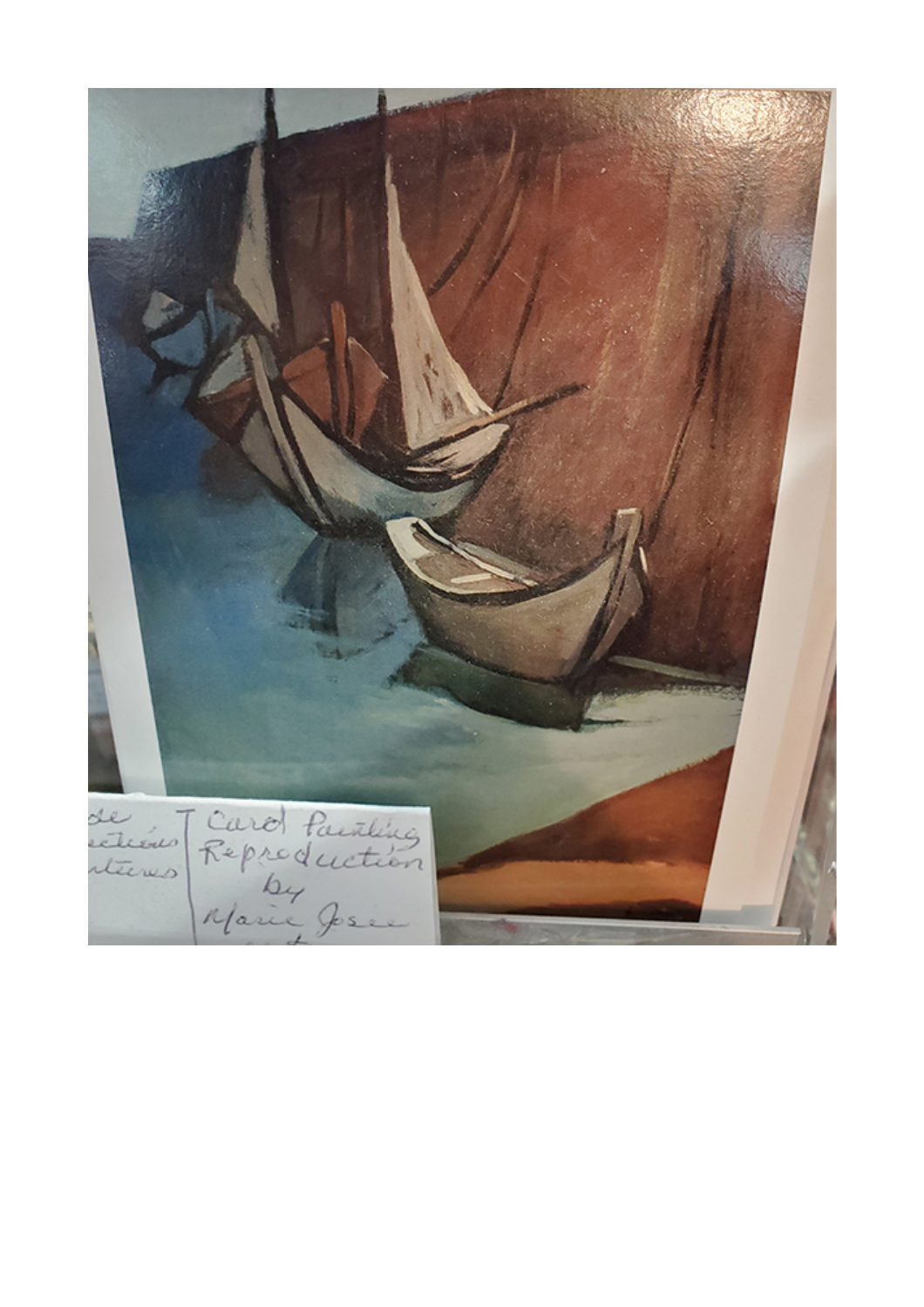Card Painting
Reproduction
by
Marie Josee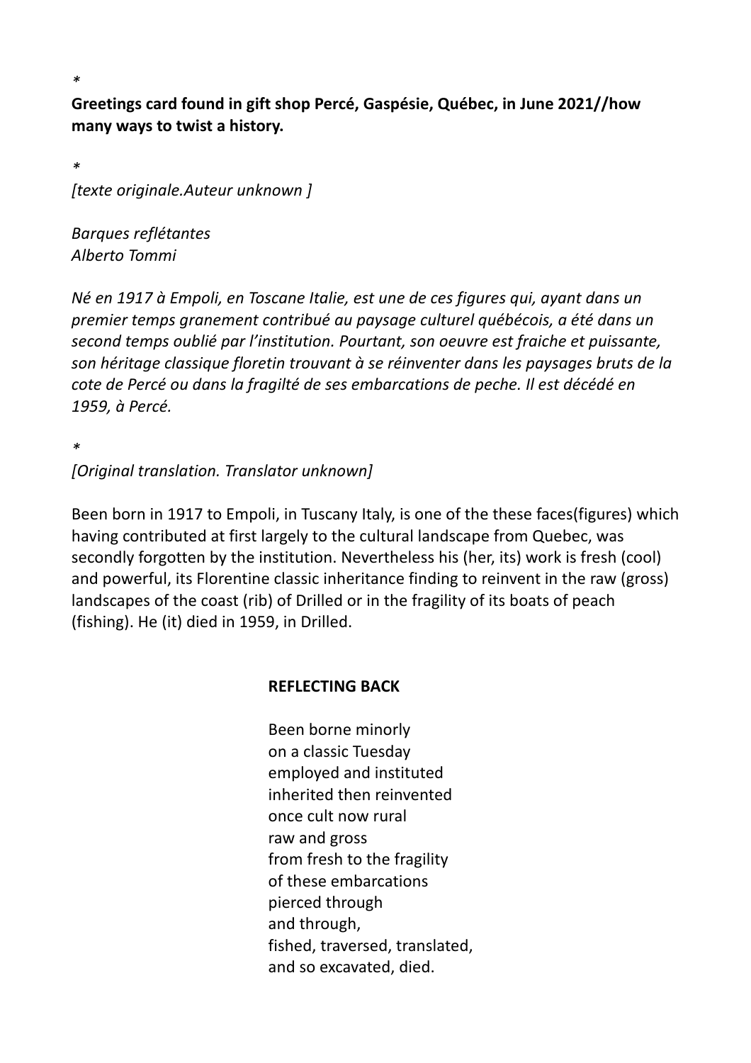*

**Greetings card found in gift shop Percé, Gaspésie, Québec, in June 2021//how many ways to twist a history.**

*

*[texte originale.Auteur unknown ]*

*Barques reflétantes*
*Alberto Tommi*

*Né en 1917 à Empoli, en Toscane Italie, est une de ces figures qui, ayant dans un premier temps granement contribué au paysage culturel québécois, a été dans un second temps oublié par l'institution. Pourtant, son oeuvre est fraiche et puissante, son héritage classique floretin trouvant à se réinventer dans les paysages bruts de la cote de Percé ou dans la fragilté de ses embarcations de peche. Il est décédé en 1959, à Percé.*

*

*[Original translation. Translator unknown]*

Been born in 1917 to Empoli, in Tuscany Italy, is one of the these faces(figures) which having contributed at first largely to the cultural landscape from Quebec, was secondly forgotten by the institution. Nevertheless his (her, its) work is fresh (cool) and powerful, its Florentine classic inheritance finding to reinvent in the raw (gross) landscapes of the coast (rib) of Drilled or in the fragility of its boats of peach (fishing). He (it) died in 1959, in Drilled.

**REFLECTING BACK**

Been borne minorly
on a classic Tuesday
employed and instituted
inherited then reinvented
once cult now rural
raw and gross
from fresh to the fragility
of these embarcations
pierced through
and through,
fished, traversed, translated,
and so excavated, died.